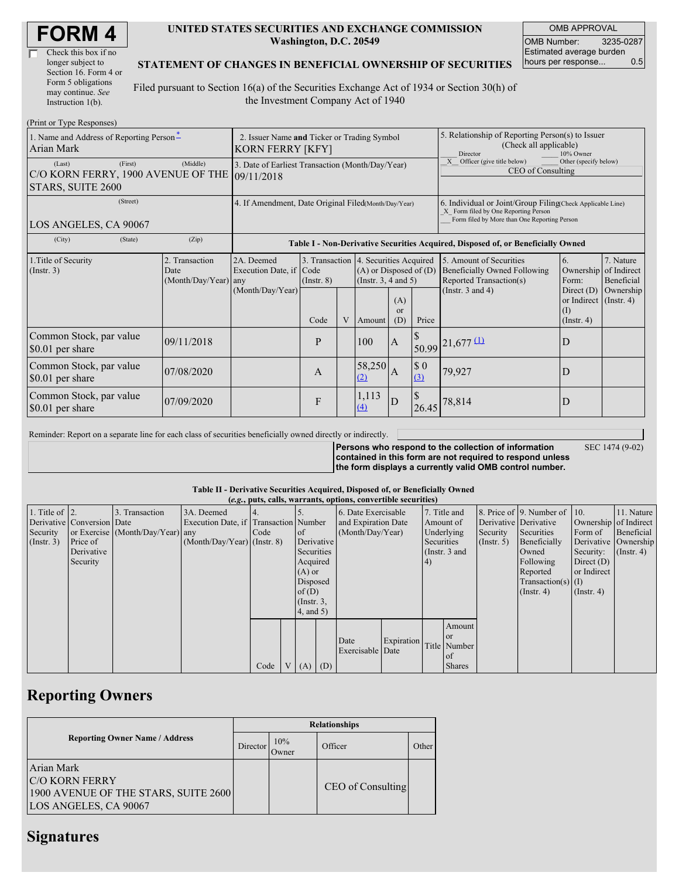# FORM 4

☐ Check this box if no longer subject to Section 16. Form 4 or Form 5 obligations may continue. *See* Instruction 1(b).

**UNITED STATES SECURITIES AND EXCHANGE COMMISSION**
**Washington, D.C. 20549**

**STATEMENT OF CHANGES IN BENEFICIAL OWNERSHIP OF SECURITIES**

Filed pursuant to Section 16(a) of the Securities Exchange Act of 1934 or Section 30(h) of the Investment Company Act of 1940

| OMB APPROVAL | |
|---|---|
| OMB Number: | 3235-0287 |
| Estimated average burden hours per response... | 0.5 |

(Print or Type Responses)

| 1. Name and Address of Reporting Person* | 2. Issuer Name and Ticker or Trading Symbol | 5. Relationship of Reporting Person(s) to Issuer (Check all applicable) |
|---|---|---|
| Arian Mark | KORN FERRY [KFY] | ___ Director ___ 10% Owner |
| (Last) (First) (Middle) C/O KORN FERRY, 1900 AVENUE OF THE STARS, SUITE 2600 | 3. Date of Earliest Transaction (Month/Day/Year) 09/11/2018 | _X_ Officer (give title below) ___ Other (specify below) CEO of Consulting |
| (Street) LOS ANGELES, CA 90067 | 4. If Amendment, Date Original Filed(Month/Day/Year) | 6. Individual or Joint/Group Filing(Check Applicable Line) _X_ Form filed by One Reporting Person ___ Form filed by More than One Reporting Person |
| (City) (State) (Zip) | | |

**Table I - Non-Derivative Securities Acquired, Disposed of, or Beneficially Owned**

| 1.Title of Security (Instr. 3) | 2. Transaction Date (Month/Day/Year) | 2A. Deemed Execution Date, if any (Month/Day/Year) | 3. Transaction Code (Instr. 8) | | 4. Securities Acquired (A) or Disposed of (D) (Instr. 3, 4 and 5) | | | 5. Amount of Securities Beneficially Owned Following Reported Transaction(s) (Instr. 3 and 4) | 6. Ownership Form: Direct (D) or Indirect (I) (Instr. 4) | 7. Nature of Indirect Beneficial Ownership (Instr. 4) |
|---|---|---|---|---|---|---|---|---|---|---|
| | | | Code | V | Amount | (A) or (D) | Price | | | |
| Common Stock, par value $0.01 per share | 09/11/2018 | | P | | 100 | A | $ 50.99 | 21,677 (1) | D | |
| Common Stock, par value $0.01 per share | 07/08/2020 | | A | | 58,250 (2) | A | $ 0 (3) | 79,927 | D | |
| Common Stock, par value $0.01 per share | 07/09/2020 | | F | | 1,113 (4) | D | $ 26.45 | 78,814 | D | |

Reminder: Report on a separate line for each class of securities beneficially owned directly or indirectly.

**Persons who respond to the collection of information contained in this form are not required to respond unless the form displays a currently valid OMB control number.** SEC 1474 (9-02)

**Table II - Derivative Securities Acquired, Disposed of, or Beneficially Owned**
**(*e.g.*, puts, calls, warrants, options, convertible securities)**

| 1. Title of Derivative Security (Instr. 3) | 2. Conversion or Exercise Price of Derivative Security | 3. Transaction Date (Month/Day/Year) | 3A. Deemed Execution Date, if any (Month/Day/Year) | 4. Transaction Code (Instr. 8) | | 5. Number of Derivative Securities Acquired (A) or Disposed of (D) (Instr. 3, 4, and 5) | | 6. Date Exercisable and Expiration Date (Month/Day/Year) | | 7. Title and Amount of Underlying Securities (Instr. 3 and 4) | | 8. Price of Derivative Security (Instr. 5) | 9. Number of Derivative Securities Beneficially Owned Following Reported Transaction(s) (Instr. 4) | 10. Ownership Form of Derivative Security: Direct (D) or Indirect (I) (Instr. 4) | 11. Nature of Indirect Beneficial Ownership (Instr. 4) |
|---|---|---|---|---|---|---|---|---|---|---|---|---|---|---|---|
| | | | | Code | V | (A) | (D) | Date Exercisable | Expiration Date | Title | Amount or Number of Shares | | | | |

## Reporting Owners

| Reporting Owner Name / Address | Relationships | | | |
|---|---|---|---|---|
| | Director | 10% Owner | Officer | Other |
| Arian Mark C/O KORN FERRY 1900 AVENUE OF THE STARS, SUITE 2600 LOS ANGELES, CA 90067 | | | CEO of Consulting | |

## Signatures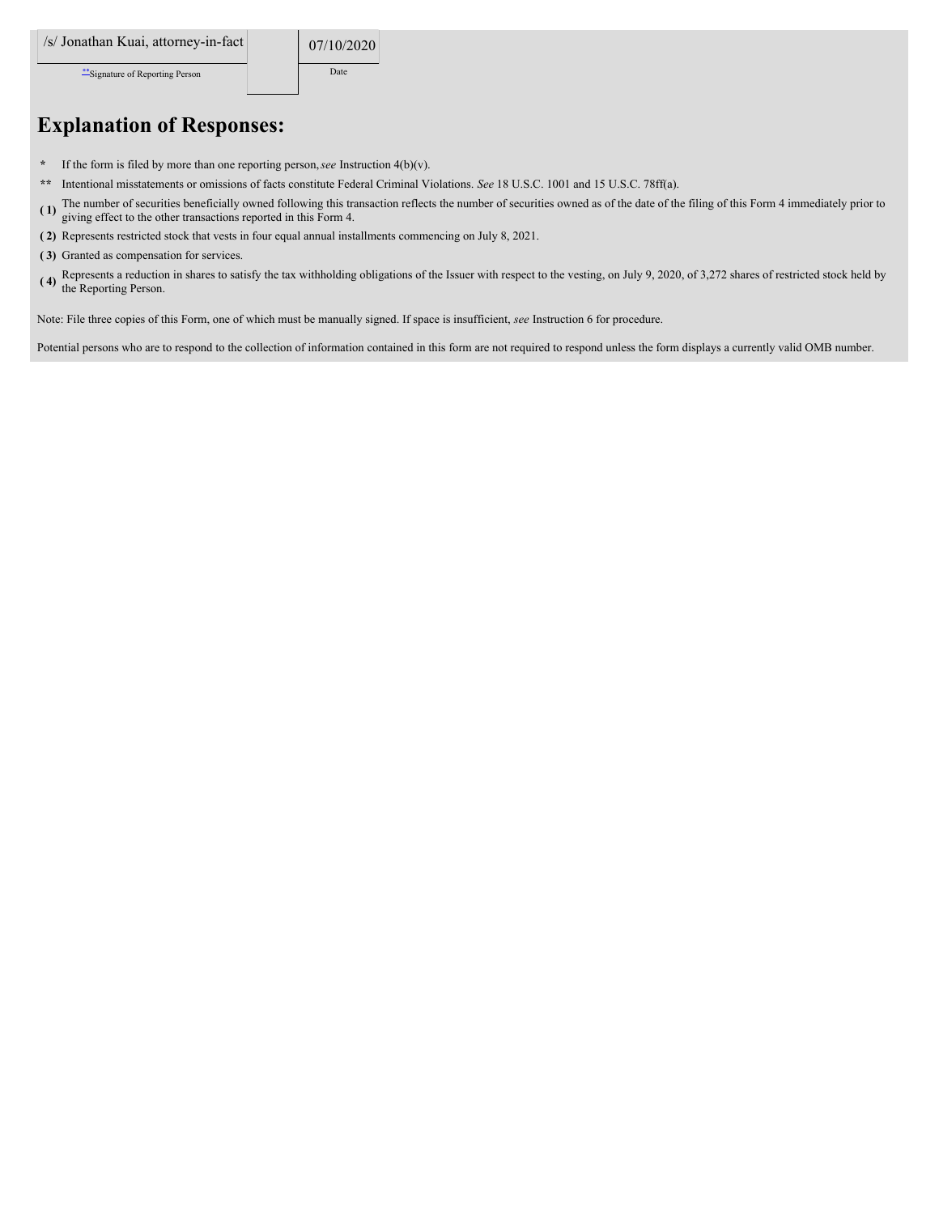| /s/ Jonathan Kuai, attorney-in-fact | | 07/10/2020 |
| --- | --- | --- |
| ** Signature of Reporting Person | | Date |

## Explanation of Responses:

- \* If the form is filed by more than one reporting person, *see* Instruction 4(b)(v).
- \*\* Intentional misstatements or omissions of facts constitute Federal Criminal Violations. *See* 18 U.S.C. 1001 and 15 U.S.C. 78ff(a).

**( 1)** The number of securities beneficially owned following this transaction reflects the number of securities owned as of the date of the filing of this Form 4 immediately prior to giving effect to the other transactions reported in this Form 4.

**( 2)** Represents restricted stock that vests in four equal annual installments commencing on July 8, 2021.

**( 3)** Granted as compensation for services.

**( 4)** Represents a reduction in shares to satisfy the tax withholding obligations of the Issuer with respect to the vesting, on July 9, 2020, of 3,272 shares of restricted stock held by the Reporting Person.

Note: File three copies of this Form, one of which must be manually signed. If space is insufficient, *see* Instruction 6 for procedure.

Potential persons who are to respond to the collection of information contained in this form are not required to respond unless the form displays a currently valid OMB number.